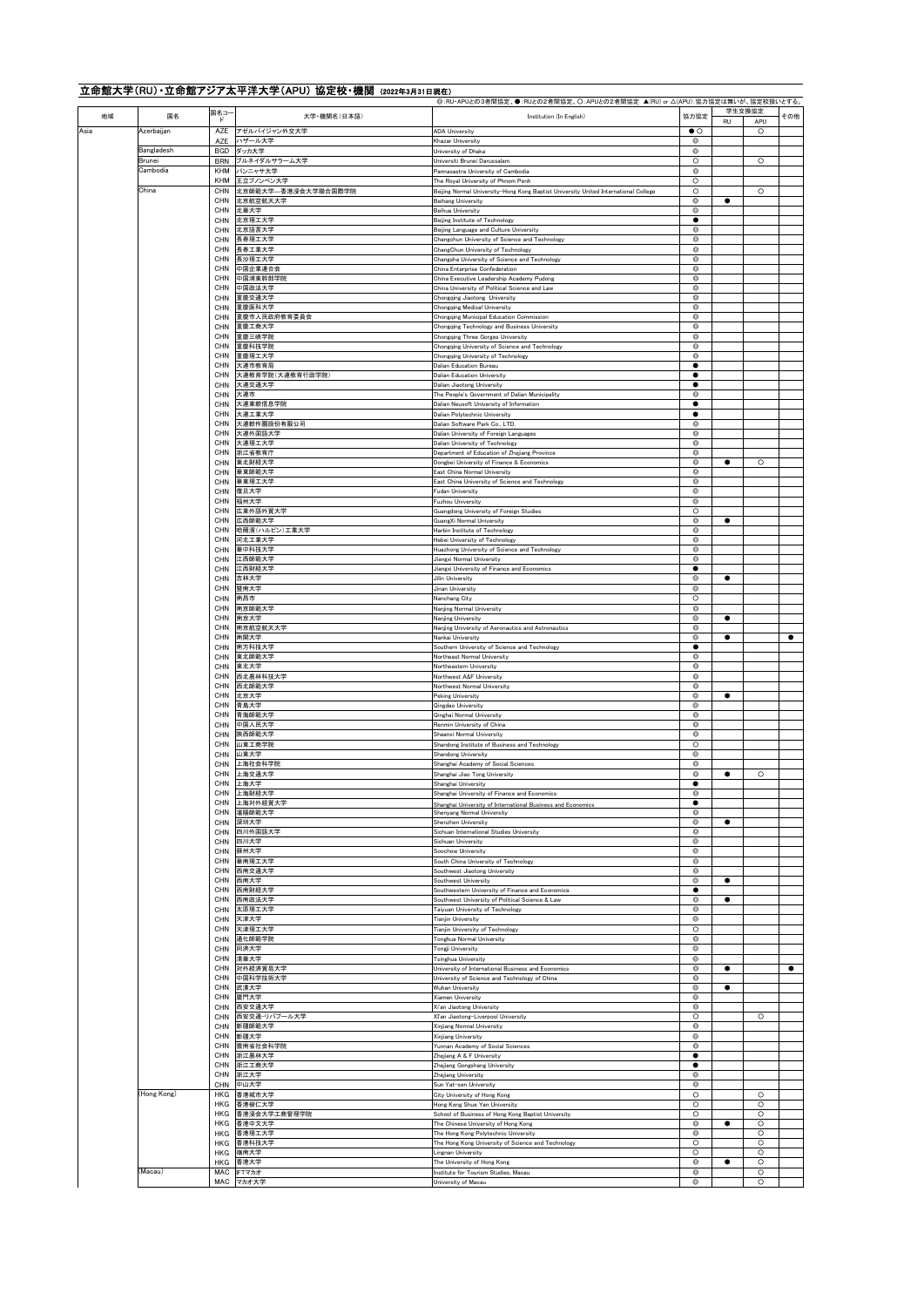# 立命館大学(RU)・立命館アジア太平洋大学(APU) 協定校・機関 (2022年3月31日現在)

◎:RU・APUとの3者間協定、●:RUとの2者間協定、〇:APUとの2者間協定 ▲(RU) or △(APU):協力協定は無いが、協定校扱いとする。

| 地域 | 国名 | 国名コード | 大学・機関名(日本語) | Institution (In English) | 協力協定 | 学生交換協定 | | その他 |
|---|---|---|---|---|---|---|---|---|
| | | | | | | RU | APU | |
| Asia | Azerbaijan | AZE | アゼルバイジャン外交大学 | ADA University | ●〇 | | 〇 | |
| | | AZE | ハザール大学 | Khazar University | ◎ | | | |
| | Bangladesh | BGD | ダッカ大学 | University of Dhaka | ◎ | | | |
| | Brunei | BRN | ブルネイダルサラーム大学 | Universiti Brunei Darussalam | 〇 | | 〇 | |
| | Cambodia | KHM | パンニャサ大学 | Pannasastra University of Cambodia | ◎ | | | |
| | | KHM | 王立プノンペン大学 | The Royal University of Phnom Penh | 〇 | | | |
| | China | CHN | 北京師範大学―香港浸会大学聯合国際学院 | Beijing Normal University–Hong Kong Baptist University United International College | 〇 | | 〇 | |
| | | CHN | 北京航空航天大学 | Beihang University | ◎ | ● | | |
| | | CHN | 北華大学 | Beihua University | ◎ | | | |
| | | CHN | 北京理工大学 | Beijing Institute of Technology | ● | | | |
| | | CHN | 北京語言大学 | Beijing Language and Culture University | ◎ | | | |
| | | CHN | 長春理工大学 | Changchun University of Science and Technology | ◎ | | | |
| | | CHN | 長春工業大学 | ChangChun University of Technology | ◎ | | | |
| | | CHN | 長沙理工大学 | Changsha University of Science and Technology | ◎ | | | |
| | | CHN | 中国企業連合会 | China Enterprise Confederation | ◎ | | | |
| | | CHN | 中国浦東幹部学院 | China Executive Leadership Academy Pudong | ◎ | | | |
| | | CHN | 中国政法大学 | China University of Political Science and Law | ◎ | | | |
| | | CHN | 重慶交通大学 | Chongqing Jiaotong University | ◎ | | | |
| | | CHN | 重慶医科大学 | Chongqing Medical University | ◎ | | | |
| | | CHN | 重慶市人民政府教育委員会 | Chongqing Municipal Education Commission | ◎ | | | |
| | | CHN | 重慶工商大学 | Chongqing Technology and Business University | ◎ | | | |
| | | CHN | 重慶三峡学院 | Chongqing Three Gorges University | ◎ | | | |
| | | CHN | 重慶科技学院 | Chongqing University of Science and Technology | ◎ | | | |
| | | CHN | 重慶理工大学 | Chongqing University of Technology | ◎ | | | |
| | | CHN | 大連市教育局 | Dalian Education Bureau | ● | | | |
| | | CHN | 大連教育学院(大連教育行政学院) | Dalian Education University | ● | | | |
| | | CHN | 大連交通大学 | Dalian Jiaotong University | ● | | | |
| | | CHN | 大連市 | The People's Government of Dalian Municipality | ◎ | | | |
| | | CHN | 大連東軟信息学院 | Dalian Neusoft University of Information | ● | | | |
| | | CHN | 大連工業大学 | Dalian Polytechnic University | ● | | | |
| | | CHN | 大連軟件園股份有限公司 | Dalian Software Park Co., LTD. | ◎ | | | |
| | | CHN | 大連外国語大学 | Dalian University of Foreign Languages | ◎ | | | |
| | | CHN | 大連理工大学 | Dalian University of Technology | ◎ | | | |
| | | CHN | 浙江省教育庁 | Department of Education of Zhejiang Province | ◎ | | | |
| | | CHN | 東北財経大学 | Dongbei University of Finance & Economics | ◎ | ● | 〇 | |
| | | CHN | 華東師範大学 | East China Normal University | ◎ | | | |
| | | CHN | 華東理工大学 | East China University of Science and Technology | ◎ | | | |
| | | CHN | 復旦大学 | Fudan University | ◎ | | | |
| | | CHN | 福州大学 | Fuzhou University | ◎ | | | |
| | | CHN | 広東外語外貿大学 | Guangdong University of Foreign Studies | 〇 | | | |
| | | CHN | 広西師範大学 | GuangXi Normal University | ◎ | ● | | |
| | | CHN | 哈爾濱(ハルビン)工業大学 | Harbin Institute of Technology | ◎ | | | |
| | | CHN | 河北工業大学 | Hebei University of Technology | ◎ | | | |
| | | CHN | 華中科技大学 | Huazhong University of Science and Technology | ◎ | | | |
| | | CHN | 江西師範大学 | Jiangxi Normal University | ◎ | | | |
| | | CHN | 江西財経大学 | Jiangxi University of Finance and Economics | ● | | | |
| | | CHN | 吉林大学 | Jilin University | ◎ | ● | | |
| | | CHN | 曁南大学 | Jinan University | ◎ | | | |
| | | CHN | 南昌市 | Nanchang City | 〇 | | | |
| | | CHN | 南京師範大学 | Nanjing Normal University | ◎ | | | |
| | | CHN | 南京大学 | Nanjing University | ◎ | ● | | |
| | | CHN | 南京航空航天大学 | Nanjing University of Aeronautics and Astronautics | ◎ | | | |
| | | CHN | 南開大学 | Nankai University | ◎ | ● | | ● |
| | | CHN | 南方科技大学 | Southern University of Science and Technology | ● | | | |
| | | CHN | 東北師範大学 | Northeast Normal University | ◎ | | | |
| | | CHN | 東北大学 | Northeastern University | ◎ | | | |
| | | CHN | 西北農林科技大学 | Northwest A&F University | ◎ | | | |
| | | CHN | 西北師範大学 | Northwest Normal University | ◎ | | | |
| | | CHN | 北京大学 | Peking University | ◎ | ● | | |
| | | CHN | 青島大学 | Qingdao University | ◎ | | | |
| | | CHN | 青海師範大学 | Qinghai Normal University | ◎ | | | |
| | | CHN | 中国人民大学 | Renmin University of China | ◎ | | | |
| | | CHN | 陝西師範大学 | Shaanxi Normal University | ◎ | | | |
| | | CHN | 山東工商学院 | Shandong Institute of Business and Technology | 〇 | | | |
| | | CHN | 山東大学 | Shandong University | ◎ | | | |
| | | CHN | 上海社会科学院 | Shanghai Academy of Social Sciences | ◎ | | | |
| | | CHN | 上海交通大学 | Shanghai Jiao Tong University | ◎ | ● | 〇 | |
| | | CHN | 上海大学 | Shanghai University | ● | | | |
| | | CHN | 上海財経大学 | Shanghai University of Finance and Economics | ◎ | | | |
| | | CHN | 上海対外経貿大学 | Shanghai University of International Business and Economics | ● | | | |
| | | CHN | 瀋陽師範大学 | Shenyang Normal University | ◎ | | | |
| | | CHN | 深圳大学 | Shenzhen University | ◎ | ● | | |
| | | CHN | 四川外国語大学 | Sichuan International Studies University | ◎ | | | |
| | | CHN | 四川大学 | Sichuan University | ◎ | | | |
| | | CHN | 蘇州大学 | Soochow University | ◎ | | | |
| | | CHN | 華南理工大学 | South China University of Technology | ◎ | | | |
| | | CHN | 西南交通大学 | Southwest Jiaotong University | ◎ | | | |
| | | CHN | 西南大学 | Southwest University | ◎ | ● | | |
| | | CHN | 西南財経大学 | Southwestern University of Finance and Economics | ● | | | |
| | | CHN | 西南政法大学 | Southwest University of Political Science & Law | ◎ | ● | | |
| | | CHN | 太原理工大学 | Taiyuan University of Technology | ◎ | | | |
| | | CHN | 天津大学 | Tianjin University | ◎ | | | |
| | | CHN | 天津理工大学 | Tianjin University of Technology | 〇 | | | |
| | | CHN | 通化師範学院 | Tonghua Normal University | ◎ | | | |
| | | CHN | 同済大学 | Tongji University | ◎ | | | |
| | | CHN | 清華大学 | Tsinghua University | ◎ | | | |
| | | CHN | 対外経済貿易大学 | University of International Business and Economics | ◎ | ● | | ● |
| | | CHN | 中国科学技術大学 | University of Science and Technology of China | ◎ | | | |
| | | CHN | 武漢大学 | Wuhan University | ◎ | ● | | |
| | | CHN | 厦門大学 | Xiamen University | ◎ | | | |
| | | CHN | 西安交通大学 | Xi'an Jiaotong University | ◎ | | | |
| | | CHN | 西安交通-リバプール大学 | Xi'an Jiaotong-Liverpool University | 〇 | | 〇 | |
| | | CHN | 新疆師範大学 | Xinjiang Normal University | ◎ | | | |
| | | CHN | 新疆大学 | Xinjiang University | ◎ | | | |
| | | CHN | 雲南省社会科学院 | Yunnan Academy of Social Sciences | ◎ | | | |
| | | CHN | 浙江農林大学 | Zhejiang A & F University | ● | | | |
| | | CHN | 浙江工商大学 | Zhejiang Gongshang University | ● | | | |
| | | CHN | 浙江大学 | Zhejiang University | ◎ | | | |
| | | CHN | 中山大学 | Sun Yat-sen University | ◎ | | | |
| | (Hong Kong) | HKG | 香港城市大学 | City University of Hong Kong | 〇 | | 〇 | |
| | | HKG | 香港樹仁大学 | Hong Kong Shue Yan University | 〇 | | 〇 | |
| | | HKG | 香港浸会大学工商管理学院 | School of Business of Hong Kong Baptist University | 〇 | | 〇 | |
| | | HKG | 香港中文大学 | The Chinese University of Hong Kong | ◎ | ● | 〇 | |
| | | HKG | 香港理工大学 | The Hong Kong Polytechnic University | ◎ | | 〇 | |
| | | HKG | 香港科技大学 | The Hong Kong University of Science and Technology | 〇 | | 〇 | |
| | | HKG | 嶺南大学 | Lingnan University | 〇 | | 〇 | |
| | | HKG | 香港大学 | The University of Hong Kong | ◎ | ● | 〇 | |
| | (Macau) | MAC | IFTマカオ | Institute for Tourism Studies, Macau | ◎ | | 〇 | |
| | | MAC | マカオ大学 | University of Macau | ◎ | | 〇 | |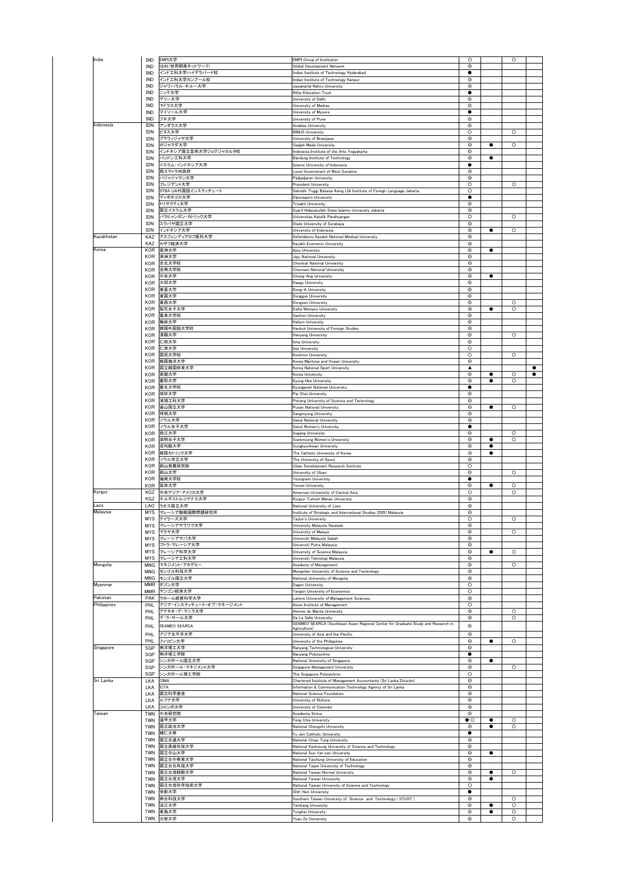| | | | | | | | |
|---|---|---|---|---|---|---|---|
| India | IND | EMPI大学 | EMPI Group of Institution | ○ | | ○ | |
| | IND | GDN（世界開発ネットワーク） | Global Development Network | ◎ | | | |
| | IND | インド工科大学ハイデラバード校 | Indian Institute of Technology Hyderabad | ● | | | |
| | IND | インド工科大学カンプール校 | Indian Institute of Technology Kanpur | ◎ | | | |
| | IND | ジャワハラル・ネルー大学 | Jawaharlal Nehru University | ◎ | | | |
| | IND | ニッテ大学 | Nitte Education Trust | ● | | | |
| | IND | デリー大学 | University of Delhi | ◎ | | | |
| | IND | マドラス大学 | University of Madras | ◎ | | | |
| | IND | マイソール大学 | University of Mysore | ● | | | |
| | IND | プネ大学 | University of Pune | ◎ | | | |
| Indonesia | IDN | アンダラス大学 | Andalas University | ◎ | | | |
| | IDN | ビヌス大学 | BINUS University | ○ | | ○ | |
| | IDN | ブラウィジャヤ大学 | University of Brawijaya | ◎ | | | |
| | IDN | ガジャマダ大学 | Gadjah Mada University | ◎ | ● | ○ | |
| | IDN | インドネシア国立芸術大学ジョグジャカルタ校 | Indonesia Institute of the Arts Yogyakarta | ◎ | | | |
| | IDN | バンドン工科大学 | Bandung Institute of Technology | ◎ | ● | | |
| | IDN | イスラム・インドネシア大学 | Islamic University of Indonesia | ● | | | |
| | IDN | 西スマトラ州政府 | Local Government of West Sumatra | ◎ | | | |
| | IDN | パジャジャラン大学 | Padjadjaran University | ◎ | | | |
| | IDN | プレジデント大学 | President University | ○ | | ○ | |
| | IDN | STBA LIA外国語インスティチュート | Sekolah Tiggi Bahasa Asing LIA Institute of Foreign Language Jakarta | ○ | | | |
| | IDN | ディポネゴロ大学 | Diponegoro University | ● | | | |
| | IDN | トリサクティ大学 | Trisakti University | ◎ | | | |
| | IDN | 国立イスラム大学 | Syarif Hidayatullah State Islamic University Jakarta | ◎ | | | |
| | IDN | パラヒャンガン・カトリック大学 | Universitas Katolik Parahyangan | ○ | | ○ | |
| | IDN | スラバヤ国立大学 | State University of Surabaya | ◎ | | | |
| | IDN | インドネシア大学 | University of Indonesia | ◎ | ● | ○ | |
| Kazakhstan | KAZ | アスフェンディアロフ医科大学 | Asfendiarov Kazakh National Medical University | ◎ | | | |
| | KAZ | カザフ経済大学 | Kazakh Economic University | ◎ | | | |
| Korea | KOR | 亜洲大学 | Ajou University | ◎ | ● | | |
| | KOR | 済州大学 | Jeju National University | ◎ | | | |
| | KOR | 全北大学校 | Chonbuk National University | ◎ | | | |
| | KOR | 全南大学校 | Chonnam National University | ◎ | | | |
| | KOR | 中央大学 | Chung-Ang University | ◎ | ● | | |
| | KOR | 大邱大学 | Daegu University | ◎ | | | |
| | KOR | 東亜大学 | Dong-A University | ◎ | | | |
| | KOR | 東国大学 | Dongguk University | ◎ | | | |
| | KOR | 東西大学 | Dongseo University | ◎ | | ○ | |
| | KOR | 梨花女子大学 | Ewha Womans University | ◎ | ● | ○ | |
| | KOR | 嘉泉大学校 | Gachon University | ◎ | | | |
| | KOR | 翰林大学 | Hallym University | ◎ | | | |
| | KOR | 韓国外国語大学校 | Hankuk University of Foreign Studies | ◎ | | | |
| | KOR | 漢陽大学 | Hanyang University | ◎ | | ○ | |
| | KOR | 仁荷大学 | Inha University | ◎ | | | |
| | KOR | 仁済大学 | Inje University | ○ | | | |
| | KOR | 国民大学校 | Kookmin University | ○ | | ○ | |
| | KOR | 韓国海洋大学 | Korea Maritime and Ocean University | ◎ | | | |
| | KOR | 国立韓国体育大学 | Korea National Sport University | ▲ | | | ● |
| | KOR | 高麗大学 | Korea University | ◎ | ● | ○ | ● |
| | KOR | 慶熙大学 | Kyung Hee University | ◎ | ● | ○ | |
| | KOR | 慶北大学校 | Kyungpook National University | ● | | | |
| | KOR | 培材大学 | Pai Chai University | ◎ | | | |
| | KOR | 浦項工科大学 | Pohang University of Science and Technology | ◎ | | | |
| | KOR | 釜山国立大学 | Pusan National University | ◎ | ● | ○ | |
| | KOR | 祥明大学 | Sangmyung University | ◎ | | | |
| | KOR | ソウル大学 | Seoul National University | ◎ | | | |
| | KOR | ソウル女子大学 | Seoul Women's University | ● | | | |
| | KOR | 西江大学 | Sogang University | ◎ | | ○ | |
| | KOR | 淑明女子大学 | Sookmyung Women's University | ◎ | ● | ○ | |
| | KOR | 成均館大学 | Sungkyunkwan University | ◎ | ● | | |
| | KOR | 韓国カトリック大学 | The Catholic University of Korea | ◎ | ● | | |
| | KOR | ソウル市立大学 | The University of Seoul | ◎ | | | |
| | KOR | 蔚山発展研究院 | Ulsan Development Research Institute | ○ | | | |
| | KOR | 蔚山大学 | University of Ulsan | ◎ | | ○ | |
| | KOR | 嶺南大学校 | Yeungnam University | ● | | | |
| | KOR | 延世大学 | Yonsei University | ◎ | ● | ○ | |
| Kyrgyz | KGZ | 中央アジア・アメリカ大学 | American Univerisity of Central Asia | ○ | | ○ | |
| | KGZ | キルギストルコマナス大学 | Kyrgyz-Turkish Manas University | ◎ | | | |
| Laos | LAO | ラオス国立大学 | National University of Laos | ◎ | | | |
| Malaysia | MYS | マレーシア戦略国際問題研究所 | Institute of Strategic and International Studies (ISIS) Malaysia | ◎ | | | |
| | MYS | テイラーズ大学 | Taylor's University | ○ | | ○ | |
| | MYS | マレーシアサラワク大学 | University Malaysia Sarawak | ◎ | | | |
| | MYS | マラヤ大学 | University of Malaya | ◎ | | ○ | |
| | MYS | マレーシアサバ大学 | Universiti Malaysia Sabah | ◎ | | | |
| | MYS | プトラ・マレーシア大学 | Universiti Putra Malaysia | ◎ | | | |
| | MYS | マレーシア科学大学 | University of Science Malaysia | ◎ | ● | ○ | |
| | MYS | マレーシア工科大学 | Universiti Teknologi Malaysia | ◎ | | | |
| Mongolia | MNG | マネジメント・アカデミー | Academy of Management | ◎ | | ○ | |
| | MNG | モンゴル科技大学 | Mongolian University of Science and Technology | ◎ | | | |
| | MNG | モンゴル国立大学 | National University of Mongolia | ◎ | | | |
| Myanmar | MMR | ダゴン大学 | Dagon University | ○ | | | |
| | MMR | ヤンゴン経済大学 | Yangon University of Economics | ○ | | | |
| Pakistan | PAK | ラホール経営科学大学 | Lahore University of Management Sciences | ◎ | | | |
| Philippines | PHL | アジア・インスティチュート・オブ・マネージメント | Asian Institute of Management | ○ | | | |
| | PHL | アテネオ・デ・マニラ大学 | Ateneo de Manila University | ◎ | | ○ | |
| | PHL | デ・ラ・サール大学 | De La Salle University | ◎ | | ○ | |
| | PHL | SEAMEO SEARCA | SEAMEO SEARCA (Southeast Asian Regional Center for Graduate Study and Research in Agriculture) | ◎ | | | |
| | PHL | アジア太平洋大学 | University of Asia and the Pacific | ◎ | | | |
| | PHL | フィリピン大学 | University of the Philippines | ◎ | ● | ○ | |
| Singapore | SGP | 南洋理工大学 | Nanyang Technological University | ◎ | | | |
| | SGP | 南洋理工学院 | Nanyang Polytechnic | ● | | | |
| | SGP | シンガポール国立大学 | National University of Singapore | ◎ | ● | | |
| | SGP | シンガポール・マネジメント大学 | Singapore Management University | ◎ | | ○ | |
| | SGP | シンガポール理工学院 | The Singapore Polytechnic | ○ | | | |
| Sri Lanka | LKA | CIMA | Chartered Institute of Management Accountants (Sri Lanka Division) | ◎ | | | |
| | LKA | ICTA | Information & Communication Technology Agency of Sri Lanka | ◎ | | | |
| | LKA | 国立科学基金 | National Science Foundation | ◎ | | | |
| | LKA | ルフナ大学 | University of Ruhuna | ◎ | | | |
| | LKA | コロンボ大学 | University of Colombo | ◎ | | | |
| Taiwan | TWN | 中央研究院 | Academia Sinica | ◎ | | | |
| | TWN | 逢甲大学 | Feng Chia University | ●○ | ● | ○ | |
| | TWN | 国立政治大学 | National Chengchi University | ◎ | ● | ○ | |
| | TWN | 輔仁大学 | Fu Jen Catholic University | ● | | | |
| | TWN | 国立交通大学 | National Chiao Tung University | ◎ | | | |
| | TWN | 国立高雄科技大学 | National Kaohsiung University of Science and Technology | ◎ | | | |
| | TWN | 国立中山大学 | National Sun Yat-sen University | ◎ | ● | | |
| | TWN | 国立台中教育大学 | National Taichung University of Education | ◎ | | | |
| | TWN | 国立台北科技大学 | National Taipei University of Technology | ◎ | | | |
| | TWN | 国立台湾師範大学 | National Taiwan Normal University | ◎ | ● | ○ | |
| | TWN | 国立台湾大学 | National Taiwan University | ◎ | ● | | |
| | TWN | 国立台湾科学技術大学 | National Taiwan University of Science and Technology | ○ | | | |
| | TWN | 世新大学 | Shih Hsin University | ● | | | |
| | TWN | 南台科技大学 | Southern Taiwan University of Science and Technology ( STUST ) | ◎ | | ○ | |
| | TWN | 淡江大学 | Tamkang University | ◎ | ● | ○ | |
| | TWN | 東海大学 | Tunghai University | ◎ | ● | ○ | |
| | TWN | 元智大学 | Yuan Ze University | ◎ | | ○ | |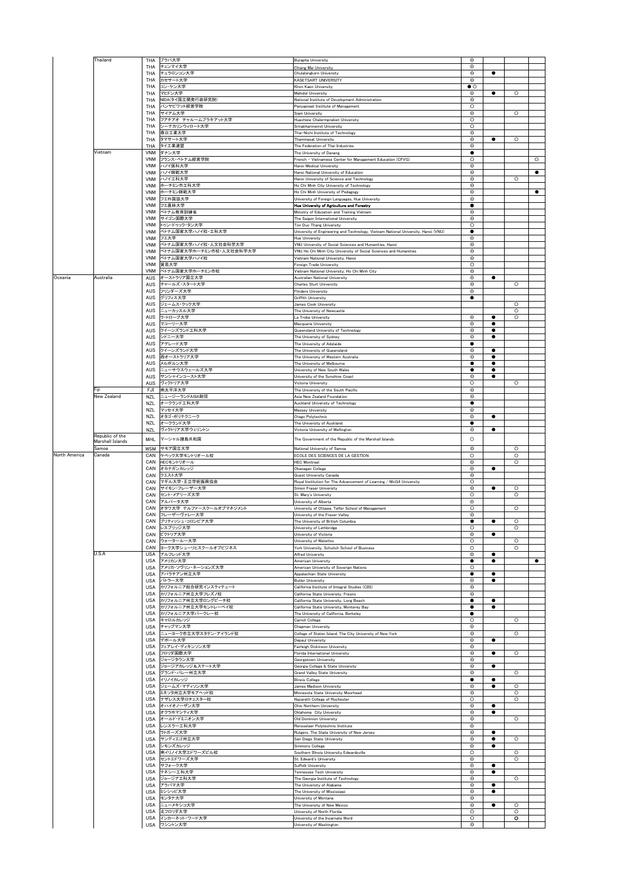| | | | | | | | | |
|---|---|---|---|---|---|---|---|---|
| | Thailand | THA | ブラパ大学 | Burapha University | ◎ | | | |
| | | THA | チェンマイ大学 | Chiang Mai University | ◎ | | | |
| | | THA | チュラロンコン大学 | Chulalongkorn University | ◎ | ● | | |
| | | THA | カセサート大学 | KASETSART UNIVERSITY | ◎ | | | |
| | | THA | コン・ケン大学 | Khon Kaen University | ●○ | | | |
| | | THA | マヒドン大学 | Mahidol University | ◎ | ● | ○ | |
| | | THA | NIDA(タイ国立開発行政研究院) | National Institute of Development Administration | ◎ | | | |
| | | THA | パンヤピワット経営学院 | Panyapiwat Institute of Management | ○ | | | |
| | | THA | サイアム大学 | Siam University | ◎ | | ○ | |
| | | THA | フアチアオ チャルームプラキアット大学 | Huachiew Chalermprakiet University | ○ | | | |
| | | THA | シーナカリンウィロート大学 | Srinakharinwirot University | ○ | | | |
| | | THA | 泰日工業大学 | Thai-Nichi Institute of Technology | ◎ | | | |
| | | THA | タマサート大学 | Thammasat University | ◎ | ● | ○ | |
| | | THA | タイ工業連盟 | The Federation of Thai Industries | ◎ | | | |
| | Vietnam | VNM | ダナン大学 | The University of Danang | ● | | | |
| | | VNM | フランス・ベトナム経営学院 | French – Vietnamese Center for Management Education (CFVG) | ○ | | | ○ |
| | | VNM | ハノイ医科大学 | Hanoi Medical University | ◎ | | | |
| | | VNM | ハノイ師範大学 | Hanoi National University of Education | ◎ | | | ● |
| | | VNM | ハノイ工科大学 | Hanoi University of Science and Technology | ◎ | | ○ | |
| | | VNM | ホーチミン市工科大学 | Ho Chi Minh City University of Technology | ◎ | | | |
| | | VNM | ホーチミン師範大学 | Ho Chi Minh University of Pedagogy | ◎ | | | ● |
| | | VNM | フエ外国語大学 | University of Foreign Languages, Hue University | ◎ | | | |
| | | VNM | フエ農林大学 | Hue University of Agriculture and Forestry | ● | | | |
| | | VNM | ベトナム教育訓練省 | Ministry of Education and Training Vietnam | ◎ | | | |
| | | VNM | サイゴン国際大学 | The Saigon International University | ◎ | | | |
| | | VNM | トゥン・ドゥック・タン大学 | Ton Duc Thang University | ○ | | | |
| | | VNM | ベトナム国家大学ハノイ校・工科大学 | University of Engineering and Technology, Vietnam National University, Hanoi (VNU) | ● | | | |
| | | VNM | フエ大学 | Hue University | ◎ | | | |
| | | VNM | ベトナム国家大学ハノイ校・人文社会科学大学 | VNU University of Social Sciences and Humanities, Hanoi | ◎ | | | |
| | | VNM | ベトナム国家大学ホーチミン市校・人文社会科学大学 | VNU Ho Chi Minh City University of Social Sciences and Humanities | ◎ | | | |
| | | VNM | ベトナム国家大学ハノイ校 | Vietnam National University, Hanoi | ◎ | | | |
| | | VNM | 貿易大学 | Foreign Trade University | ○ | | | |
| | | VNM | ベトナム国家大学ホーチミン市校 | Vietnam National University, Ho Chi Minh City | ◎ | | | |
| Oceania | Australia | AUS | オーストラリア国立大学 | Australian National University | ◎ | ● | | |
| | | AUS | チャールズ・スタート大学 | Charles Sturt University | ◎ | | ○ | |
| | | AUS | フリンダーズ大学 | Flinders University | ◎ | | | |
| | | AUS | グリフィス大学 | Griffith University | ● | | | |
| | | AUS | ジェームス・クック大学 | James Cook University | | | ○ | |
| | | AUS | ニューカッスル大学 | The University of Newcastle | | | ○ | |
| | | AUS | ラ・トローブ大学 | La Trobe University | ◎ | ● | ○ | |
| | | AUS | マコーリー大学 | Macquarie University | ◎ | ● | | |
| | | AUS | クイーンズランド工科大学 | Queensland University of Technology | ◎ | ● | | |
| | | AUS | シドニー大学 | The University of Sydney | ◎ | ● | | |
| | | AUS | アデレード大学 | The University of Adelaide | ● | | | |
| | | AUS | クイーンズランド大学 | The University of Queensland | ◎ | ● | | |
| | | AUS | 西オーストラリア大学 | The University of Western Australia | ◎ | ● | | |
| | | AUS | メルボルン大学 | The University of Melbourne | ● | ● | | |
| | | AUS | ニューサウスウェールズ大学 | University of New South Wales | ● | ● | | |
| | | AUS | サンシャインコースト大学 | University of the Sunshine Coast | ◎ | ● | | |
| | | AUS | ヴィクトリア大学 | Victoria University | ○ | | ○ | |
| | Fiji | FJI | 南太平洋大学 | The University of the South Pacific | ◎ | | | |
| | New Zealand | NZL | ニュージーランドASIA財団 | Asia New Zealand Foundation | ◎ | | | |
| | | NZL | オークランド工科大学 | Auckland University of Technology | ● | | | |
| | | NZL | マッセイ大学 | Massey University | ◎ | | | |
| | | NZL | オタゴ・ポリテクニーク | Otago Polytechnic | ◎ | ● | | |
| | | NZL | オークランド大学 | The University of Auckland | ● | | | |
| | | NZL | ヴィクトリア大学ウェリントン | Victoria University of Wellington | ◎ | ● | | |
| | Republic of the Marshall Islands | MHL | マーシャル諸島共和国 | The Government of the Republic of the Marshall Islands | ○ | | | |
| | Samoa | WSM | サモア国立大学 | National University of Samoa | ◎ | | ○ | |
| North America | Canada | CAN | ケベック大学モントリオール校 | ECOLE DES SCIENCES DE LA GESTION | ○ | | ○ | |
| | | CAN | HECモントリオール | HEC Montreal | ◎ | | ○ | |
| | | CAN | オカナガンカレッジ | Okanagan College | ◎ | ● | | |
| | | CAN | クエスト大学 | Quest University Canada | ◎ | | | |
| | | CAN | マギル大学・王立学術振興協会 | Royal Institution for The Advancement of Learning / McGill University | ○ | | | |
| | | CAN | サイモン・フレーザー大学 | Simon Fraser University | ◎ | ● | ○ | |
| | | CAN | セント・メアリーズ大学 | St. Mary's University | ○ | | ○ | |
| | | CAN | アルバータ大学 | University of Alberta | ◎ | | | |
| | | CAN | オタワ大学 テルファースクールオブマネジメント | University of Ottawa, Telfer School of Management | ○ | | ○ | |
| | | CAN | フレーザーヴァレー大学 | University of the Fraser Valley | ◎ | | | |
| | | CAN | ブリティッシュ・コロンビア大学 | The University of British Columbia | ● | ● | ○ | |
| | | CAN | レスブリッジ大学 | University of Lethbridge | ○ | | ○ | |
| | | CAN | ビクトリア大学 | University of Victoria | ◎ | ● | | |
| | | CAN | ウォータールー大学 | University of Waterloo | ○ | | ○ | |
| | | CAN | ヨーク大学シューリックスクールオブビジネス | York University, Schulich School of Business | ○ | | ○ | |
| | U.S.A | USA | アルフレッド大学 | Alfred University | ◎ | ● | | |
| | | USA | アメリカン大学 | American University | ● | ● | | ● |
| | | USA | アメリカ・ソブリン・ネーションズ大学 | American University of Soverign Nations | ○ | | | |
| | | USA | アパラチアン州立大学 | Appalachian State University | ● | ● | | |
| | | USA | バトラー大学 | Butler University | ◎ | ● | | |
| | | USA | カリフォルニア総合研究インスティテュート | California Institute of Integral Studies (CIIS) | ◎ | | | |
| | | USA | カリフォルニア州立大学フレズノ校 | California State University, Fresno | ◎ | | | |
| | | USA | カリフォルニア州立大学ロングビーチ校 | California State University, Long Beach | ● | ● | | |
| | | USA | カリフォルニア州立大学モントレーベイ校 | California State University, Monterey Bay | ● | ● | | |
| | | USA | カリフォルニア大学バークレー校 | The University of California, Berkeley | ● | | | |
| | | USA | キャロルカレッジ | Carroll College | ○ | | ○ | |
| | | USA | チャップマン大学 | Chapman University | ◎ | | | |
| | | USA | ニューヨーク市立大学スタテン・アイランド校 | College of Staten Island, The City University of New York | ◎ | | ○ | |
| | | USA | デポール大学 | Depaul University | ◎ | ● | | |
| | | USA | フェアレイ・ディキンソン大学 | Fairleigh Dickinson University | ◎ | | | |
| | | USA | フロリダ国際大学 | Florida International University | ◎ | ● | ○ | |
| | | USA | ジョージタウン大学 | Georgetown University | ◎ | | | |
| | | USA | ジョージアカレッジ＆ステート大学 | Georgia College & State University | ◎ | ● | | |
| | | USA | グランド・バレー州立大学 | Grand Valley State University | ◎ | | ○ | |
| | | USA | イリノイカレッジ | Illinois College | ● | ● | | |
| | | USA | ジェームズ・マディソン大学 | James Madison University | ◎ | ● | ○ | |
| | | USA | ミネソタ州立大学モアヘッド校 | Minnesota State University Moorhead | ◎ | | ○ | |
| | | USA | ナザレス大学ロチェスター校 | Nazareth College of Rochester | ○ | | ○ | |
| | | USA | オハイオノーザン大学 | Ohio Northern University | ◎ | ● | | |
| | | USA | オクラホマシティ大学 | Oklahoma City University | ◎ | ● | | |
| | | USA | オールド・ドミニオン大学 | Old Dominion University | ◎ | | ○ | |
| | | USA | レンスラー工科大学 | Rensselaer Polytechnic Institute | ◎ | | | |
| | | USA | ラトガーズ大学 | Rutgers, The State University of New Jersey | ◎ | ● | | |
| | | USA | サンディエゴ州立大学 | San Diego State University | ◎ | ● | ○ | |
| | | USA | シモンズカレッジ | Simmons College | ◎ | ● | | |
| | | USA | 南イリノイ大学エドワーズビル校 | Southern Illinois University Edwardsville | ○ | | ○ | |
| | | USA | セントエドワーズ大学 | St. Edward's University | ◎ | | ○ | |
| | | USA | サフォーク大学 | Suffolk University | ◎ | ● | | |
| | | USA | テネシー工科大学 | Tennessee Tech University | ◎ | ● | | |
| | | USA | ジョージア工科大学 | The Georgia Institute of Technology | ◎ | | ○ | |
| | | USA | アラバマ大学 | The University of Alabama | ◎ | ● | | |
| | | USA | ミシッピ大学 | The University of Mississippi | ◎ | ● | | |
| | | USA | モンタナ大学 | University of Montana | ◎ | | | |
| | | USA | ニューメキシコ大学 | The University of New Mexico | ◎ | ● | ○ | |
| | | USA | 北フロリダ大学 | University of North Florida | ○ | | ○ | |
| | | USA | インカーネット・ワード大学 | University of the Incarnate Word | ○ | | ○ | |
| | | USA | ワシントン大学 | University of Washington | ◎ | | | |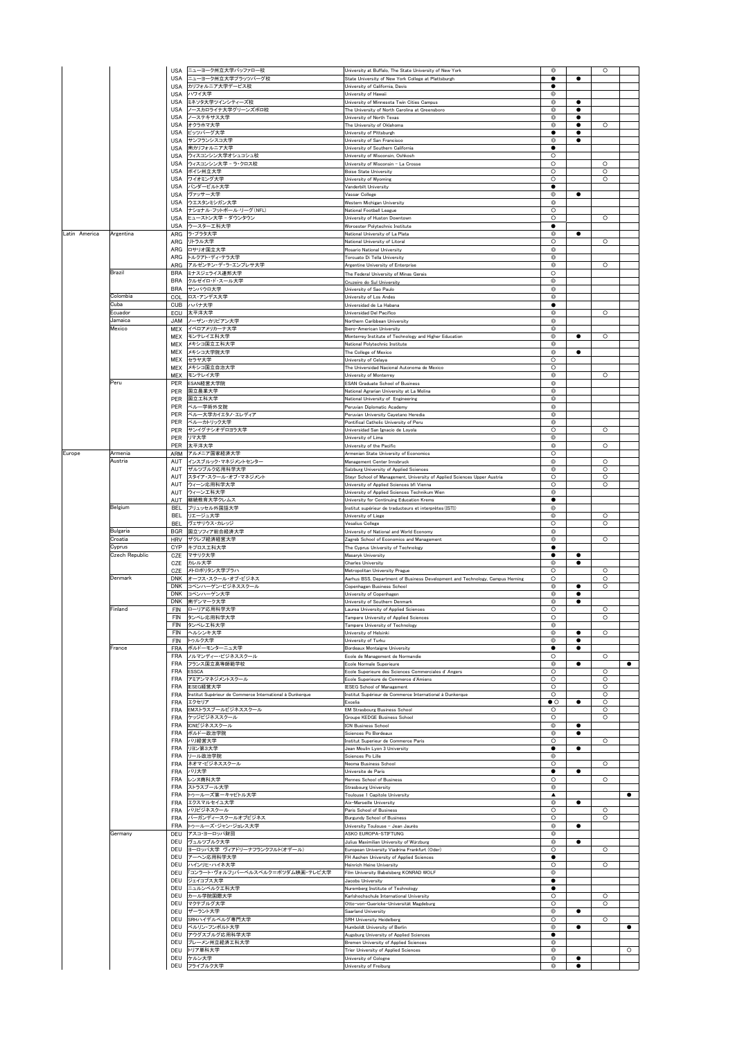| | | | | | | | | |
|---|---|---|---|---|---|---|---|---|
| | | USA | ニューヨーク州立大学バッファロー校 | University at Buffalo, The State University of New York | ◎ | | ○ | |
| | | USA | ニューヨーク州立大学プラッツバーグ校 | State University of New York College at Plattsburgh | ● | ● | | |
| | | USA | カリフォルニア大学デービス校 | University of California, Davis | ● | | | |
| | | USA | ハワイ大学 | University of Hawaii | ◎ | | | |
| | | USA | ミネソタ大学ツインシティーズ校 | University of Minnesota Twin Cities Campus | ◎ | ● | | |
| | | USA | ノースカロライナ大学グリーンズボロ校 | The University of North Carolina at Greensboro | ◎ | ● | | |
| | | USA | ノーステキサス大学 | University of North Texas | ◎ | ● | | |
| | | USA | オクラホマ大学 | The University of Oklahoma | ◎ | ● | ○ | |
| | | USA | ピッツバーグ大学 | University of Pittsburgh | ● | ● | | |
| | | USA | サンフランシスコ大学 | University of San Francisco | ◎ | ● | | |
| | | USA | 南カリフォルニア大学 | University of Southern California | ● | | | |
| | | USA | ウィスコンシン大学オシュコシュ校 | University of Wisconsin, Oshkosh | ○ | | | |
| | | USA | ウィスコンシン大学－ラ・クロス校 | University of Wisconsin – La Crosse | ○ | | ○ | |
| | | USA | ボイシ州立大学 | Boise State University | ○ | | ○ | |
| | | USA | ワイオミング大学 | University of Wyoming | ○ | | ○ | |
| | | USA | バンダービルト大学 | Vanderbilt University | ● | | | |
| | | USA | ヴァッサー大学 | Vassar College | ◎ | ● | | |
| | | USA | ウエスタンミシガン大学 | Western Michigan University | ◎ | | | |
| | | USA | ナショナル・フットボール・リーグ(NFL) | National Football League | ○ | | | |
| | | USA | ヒューストン大学－ダウンタウン | University of Huston Downtown | ○ | | ○ | |
| | | USA | ウースター工科大学 | Worcester Polytechnic Institute | ● | | | |
| Latin America | Argentina | ARG | ラ・プラタ大学 | National University of La Plata | ◎ | ● | | |
| | | ARG | リトラル大学 | National University of Litoral | ○ | | ○ | |
| | | ARG | ロサリオ国立大学 | Rosario National University | ◎ | | | |
| | | ARG | トルクアト・ディ・テラ大学 | Torcuato Di Tella University | ◎ | | | |
| | | ARG | アルゼンチン・デ・ラ・エンプレサ大学 | Argentine University of Enterprise | ◎ | | ○ | |
| | Brazil | BRA | ミナスジェライス連邦大学 | The Federal University of Minas Gerais | ○ | | | |
| | | BRA | クルゼイロ・ド・スール大学 | Cruzeiro do Sul University | ◎ | | | |
| | | BRA | サンパウロ大学 | University of Sao Paulo | ◎ | | | |
| | Colombia | COL | ロス・アンデス大学 | University of Los Andes | ◎ | | | |
| | Cuba | CUB | ハバナ大学 | Universidad de La Habana | ● | | | |
| | Ecuador | ECU | 太平洋大学 | Universidad Del Pacifico | ◎ | | ○ | |
| | Jamaica | JAM | ノーザン・カリビアン大学 | Northern Caribbean University | ◎ | | | |
| | Mexico | MEX | イベロアメリカーナ大学 | Ibero-American University | ◎ | | | |
| | | MEX | モンテレイ工科大学 | Monterrey Institute of Technology and Higher Education | ◎ | ● | ○ | |
| | | MEX | メキシコ国立工科大学 | National Polytechnic Institute | ◎ | | | |
| | | MEX | メキシコ大学院大学 | The College of Mexico | ◎ | ● | | |
| | | MEX | セラヤ大学 | University of Celaya | ○ | | | |
| | | MEX | メキシコ国立自治大学 | The Universidad Nacional Autonoma de Mexico | ○ | | | |
| | | MEX | モンテレイ大学 | University of Monterrey | ◎ | | ○ | |
| | Peru | PER | ESAN経営大学院 | ESAN Graduate School of Business | ◎ | | | |
| | | PER | 国立農業大学 | National Agrarian University at La Molina | ◎ | | | |
| | | PER | 国立工科大学 | National University of Engineering | ◎ | | | |
| | | PER | ペルー学術外交院 | Peruvian Diplomatic Academy | ◎ | | | |
| | | PER | ペルー大学カイエタノ・エレディア | Peruvian University Cayetano Heredia | ◎ | | | |
| | | PER | ペルーカトリック大学 | Pontifical Catholic University of Peru | ◎ | | | |
| | | PER | サンイグナシオデロヨラ大学 | Universidad San Ignacio de Loyola | ○ | | ○ | |
| | | PER | リマ大学 | University of Lima | ◎ | | | |
| | | PER | 太平洋大学 | University of the Pacific | ◎ | | ○ | |
| Europe | Armenia | ARM | アルメニア国家経済大学 | Armenian State University of Economics | ○ | | | |
| | Austria | AUT | インスブルック・マネジメントセンター | Management Center Innsbruck | ◎ | | ○ | |
| | | AUT | ザルツブルク応用科学大学 | Salzburg University of Applied Sciences | ◎ | | ○ | |
| | | AUT | スタイア・スクール・オブ・マネジメント | Steyr School of Management, University of Applied Sciences Upper Austria | ○ | | ○ | |
| | | AUT | ウィーン応用科学大学 | University of Applied Sciences bfi Vienna | ○ | | ○ | |
| | | AUT | ウィーン工科大学 | University of Applied Sciences Technikum Wien | ◎ | | | |
| | | AUT | 継続教育大学クレムス | University for Continuing Education Krems | ● | | | |
| | Belgium | BEL | ブリュッセル外国語大学 | Institut supérieur de traducteurs et interprètes (ISTI) | ◎ | | | |
| | | BEL | リエージュ大学 | University of Liege | ◎ | | ○ | |
| | | BEL | ヴェサリウス・カレッジ | Vesalius College | ○ | | ○ | |
| | Bulgaria | BGR | 国立ソフィア総合経済大学 | University of National and World Economy | ◎ | | | |
| | Croatia | HRV | ザグレブ経済経営大学 | Zagreb School of Economics and Management | ◎ | | ○ | |
| | Cyprus | CYP | キプロス工科大学 | The Cyprus University of Technology | ● | | | |
| | Czech Republic | CZE | マサリク大学 | Masaryk University | ● | ● | | |
| | | CZE | カレル大学 | Charles University | ◎ | ● | | |
| | | CZE | メトロポリタン大学プラハ | Metropolitan University Prague | ○ | | ○ | |
| | Denmark | DNK | オーフス・スクール・オブ・ビジネス | Aarhus BSS, Department of Business Development and Technology, Campus Herning | ○ | | ○ | |
| | | DNK | コペンハーゲン・ビジネススクール | Copenhagen Business School | ◎ | ● | ○ | |
| | | DNK | コペンハーゲン大学 | University of Copenhagen | ◎ | ● | | |
| | | DNK | 南デンマーク大学 | University of Southern Denmark | ◎ | ● | | |
| | Finland | FIN | ローリア応用科学大学 | Laurea University of Applied Sciences | ○ | | ○ | |
| | | FIN | タンペレ応用科学大学 | Tampere University of Applied Sciences | ○ | | ○ | |
| | | FIN | タンペレ工科大学 | Tampere University of Technology | ◎ | | | |
| | | FIN | ヘルシンキ大学 | University of Helsinki | ◎ | ● | ○ | |
| | | FIN | トゥルク大学 | University of Turku | ◎ | ● | | |
| | France | FRA | ボルドーモンターニュ大学 | Bordeaux Montaigne University | ● | ● | | |
| | | FRA | ノルマンディー・ビジネススクール | Ecole de Management de Normandie | ○ | | ○ | |
| | | FRA | フランス国立高等師範学校 | Ecole Normale Superieure | ◎ | ● | | ● |
| | | FRA | ESSCA | Ecole Superieure des Sciences Commerciales d' Angers | ○ | | ○ | |
| | | FRA | アミアンマネジメントスクール | Ecole Superieure de Commerce d'Amiens | ○ | | ○ | |
| | | FRA | IESEG経営大学 | IESEG School of Management | ○ | | ○ | |
| | | FRA | Institut Supérieur de Commerce International à Dunkerque | Institut Supérieur de Commerce International à Dunkerque | ○ | | ○ | |
| | | FRA | エクセリア | Excelia | ●○ | ● | ○ | |
| | | FRA | EMストラスブールビジネススクール | EM Strasbourg Business School | ○ | | ○ | |
| | | FRA | ケッジビジネススクール | Groupe KEDGE Business School | ○ | | ○ | |
| | | FRA | ICNビジネススクール | ICN Business School | ◎ | ● | | |
| | | FRA | ボルドー政治学院 | Sciences Po Bordeaux | ◎ | ● | | |
| | | FRA | パリ経営大学 | Institut Superieur de Commerce Paris | ○ | | ○ | |
| | | FRA | リヨン第3大学 | Jean Moulin Lyon 3 University | ● | ● | | |
| | | FRA | リール政治学院 | Sciences Po Lille | ◎ | | | |
| | | FRA | ネオマ・ビジネススクール | Neoma Business School | ○ | | ○ | |
| | | FRA | パリ大学 | Universite de Paris | ● | ● | | |
| | | FRA | レンヌ商科大学 | Rennes School of Business | ○ | | ○ | |
| | | FRA | ストラスブール大学 | Strasbourg University | ◎ | | | |
| | | FRA | トゥールーズ第一キャピトル大学 | Toulouse 1 Capitole University | ▲ | | | ● |
| | | FRA | エクスマルセイユ大学 | Aix-Marseille University | ◎ | ● | | |
| | | FRA | パリビジネススクール | Paris School of Business | ○ | | ○ | |
| | | FRA | バーガンディースクールオブビジネス | Burgundy School of Business | ○ | | ○ | |
| | | FRA | トゥールーズ・ジャン・ジョレス大学 | University Toulouse – Jean Jaurès | ◎ | ● | | |
| | Germany | DEU | アスコ・ヨーロッパ財団 | ASKO EUROPA-STIFTUNG | ◎ | | | |
| | | DEU | ヴュルツブルク大学 | Julius Maximilian University of Würzburg | ◎ | ● | | |
| | | DEU | ヨーロッパ大学 ヴィアドリーナフランクフルト(オデール) | European University Viadrina Frankfurt (Oder) | ○ | | ○ | |
| | | DEU | アーヘン応用科学大学 | FH Aachen University of Applied Sciences | ● | | | |
| | | DEU | ハインリヒ・ハイネ大学 | Heinrich Heine University | ○ | | ○ | |
| | | DEU | 「コンラート・ヴォルフ」バーベルスベルク=ポツダム映画・テレビ大学 | Film University Babelsberg KONRAD WOLF | ◎ | | | |
| | | DEU | ジェイコブス大学 | Jacobs University | ● | | | |
| | | DEU | ニュルンベルク工科大学 | Nuremberg Institute of Technology | ● | | | |
| | | DEU | カール学院国際大学 | Karlshochschule International University | ○ | | ○ | |
| | | DEU | マクデブルグ大学 | Otto-von-Guericke-Universität Magdeburg | ○ | | ○ | |
| | | DEU | ザーラント大学 | Saarland University | ◎ | ● | | |
| | | DEU | SRHハイデルベルグ専門大学 | SRH University Heidelberg | ○ | | ○ | |
| | | DEU | ベルリン・フンボルト大学 | Humboldt University of Berlin | ◎ | ● | | ● |
| | | DEU | アウグスブルグ応用科学大学 | Augsburg University of Applied Sciences | ● | | | |
| | | DEU | ブレーメン州立経済工科大学 | Bremen University of Applied Sciences | ◎ | | | |
| | | DEU | トリア単科大学 | Trier University of Applied Sciences | ◎ | | | ○ |
| | | DEU | ケルン大学 | University of Cologne | ◎ | ● | | |
| | | DEU | フライブルク大学 | University of Freiburg | ◎ | ● | | |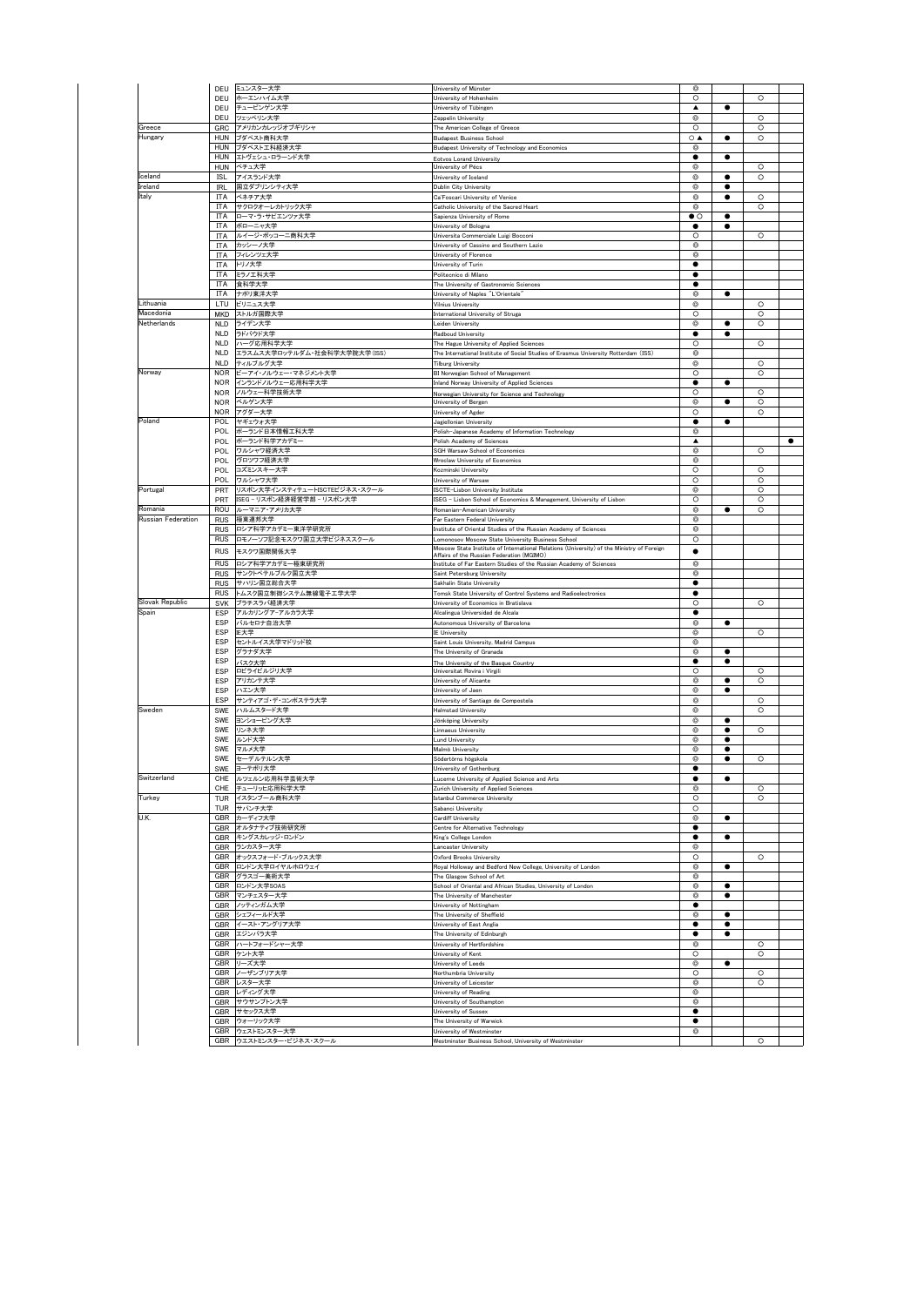| | | | | | | | |
|---|---|---|---|---|---|---|---|
| | DEU | ミュンスター大学 | University of Münster | ◎ | | | |
| | DEU | ホーエンハイム大学 | University of Hohenheim | ○ | | ○ | |
| | DEU | チュービンゲン大学 | University of Tübingen | ▲ | ● | | |
| | DEU | ツェッペリン大学 | Zeppelin University | ◎ | | ○ | |
| Greece | GRC | アメリカンカレッジオブギリシャ | The American College of Greece | ○ | | ○ | |
| Hungary | HUN | ブダペスト商科大学 | Budapest Business School | ○ ▲ | ● | ○ | |
| | HUN | ブダペスト工科経済大学 | Budapest University of Technology and Economics | ◎ | | | |
| | HUN | エトヴェシュ・ロラーンド大学 | Eotvos Lorand University | ● | ● | | |
| | HUN | ペチュ大学 | University of Pécs | ◎ | | ○ | |
| Iceland | ISL | アイスランド大学 | University of Iceland | ◎ | ● | ○ | |
| Ireland | IRL | 国立ダブリンシティ大学 | Dublin City University | ◎ | ● | | |
| Italy | ITA | ベネチア大学 | Ca'Foscari University of Venice | ◎ | ● | ○ | |
| | ITA | サクロクオーレカトリック大学 | Catholic University of the Sacred Heart | ◎ | | ○ | |
| | ITA | ローマ・ラ・サピエンツァ大学 | Sapienza University of Rome | ● ○ | ● | | |
| | ITA | ボローニャ大学 | University of Bologna | ● | ● | | |
| | ITA | ルイージ・ボッコーニ商科大学 | Universita Commerciale Luigi Bocconi | ○ | | ○ | |
| | ITA | カッシーノ大学 | University of Cassino and Southern Lazio | ◎ | | | |
| | ITA | フィレンツェ大学 | University of Florence | ◎ | | | |
| | ITA | トリノ大学 | University of Turin | ● | | | |
| | ITA | ミラノ工科大学 | Politecnico di Milano | ● | | | |
| | ITA | 食科学大学 | The University of Gastronomic Sciences | ● | | | |
| | ITA | ナポリ東洋大学 | University of Naples "L'Orientale" | ◎ | ● | | |
| Lithuania | LTU | ビリニュス大学 | Vilnius University | ◎ | | ○ | |
| Macedonia | MKD | ストルガ国際大学 | International University of Struga | ○ | | ○ | |
| Netherlands | NLD | ライデン大学 | Leiden University | ◎ | ● | ○ | |
| | NLD | ラドバウド大学 | Radboud University | ● | ● | | |
| | NLD | ハーグ応用科学大学 | The Hague University of Applied Sciences | ○ | | ○ | |
| | NLD | エラスムス大学ロッテルダム・社会科学大学院大学(ISS) | The International Institute of Social Studies of Erasmus University Rotterdam (ISS) | ◎ | | | |
| | NLD | ティルブルグ大学 | Tilburg University | ◎ | | ○ | |
| Norway | NOR | ビーアイ・ノルウェー・マネジメント大学 | BI Norwegian School of Management | ○ | | ○ | |
| | NOR | インランドノルウェー応用科学大学 | Inland Norway University of Applied Sciences | ● | ● | | |
| | NOR | ノルウェー科学技術大学 | Norwegian University for Science and Technology | ○ | | ○ | |
| | NOR | ベルゲン大学 | University of Bergen | ◎ | ● | ○ | |
| | NOR | アグダー大学 | University of Agder | ○ | | ○ | |
| Poland | POL | ヤギェウォ大学 | Jagiellonian University | ● | ● | | |
| | POL | ポーランド日本情報工科大学 | Polish-Japanese Academy of Information Technology | ◎ | | | |
| | POL | ポーランド科学アカデミー | Polish Academy of Sciences | ▲ | | | ● |
| | POL | ワルシャワ経済大学 | SGH Warsaw School of Economics | ◎ | | ○ | |
| | POL | ヴロツワフ経済大学 | Wroclaw University of Economics | ◎ | | | |
| | POL | コズミンスキー大学 | Kozminski University | ○ | | ○ | |
| | POL | ワルシャワ大学 | University of Warsaw | ○ | | ○ | |
| Portugal | PRT | リスボン大学インスティテュートISCTEビジネス・スクール | ISCTE-Lisbon University Institute | ◎ | | ○ | |
| | PRT | ISEG - リスボン経済経営学部 - リスボン大学 | ISEG - Lisbon School of Economics & Management, University of Lisbon | ○ | | ○ | |
| Romania | ROU | ルーマニア・アメリカ大学 | Romanian-American University | ◎ | ● | ○ | |
| Russian Federation | RUS | 極東連邦大学 | Far Eastern Federal University | ◎ | | | |
| | RUS | ロシア科学アカデミー東洋学研究所 | Institute of Oriental Studies of the Russian Academy of Sciences | ◎ | | | |
| | RUS | ロモノーソフ記念モスクワ国立大学ビジネススクール | Lomonosov Moscow State University Business School | ○ | | | |
| | RUS | モスクワ国際関係大学 | Moscow State Institute of International Relations (University) of the Ministry of Foreign Affairs of the Russian Federation (MGIMO) | ● | | | |
| | RUS | ロシア科学アカデミー極東研究所 | Institute of Far Eastern Studies of the Russian Academy of Sciences | ◎ | | | |
| | RUS | サンクトペテルブルク国立大学 | Saint Petersburg University | ◎ | | | |
| | RUS | サハリン国立総合大学 | Sakhalin State University | ● | | | |
| | RUS | トムスク国立制御システム無線電子工学大学 | Tomsk State University of Control Systems and Radioelectronics | ● | | | |
| Slovak Republic | SVK | ブラチスラバ経済大学 | University of Economics in Bratislava | ○ | | ○ | |
| Spain | ESP | アルカリングア・アルカラ大学 | Alcalingua Universidad de Alcala | ● | | | |
| | ESP | バルセロナ自治大学 | Autonomous University of Barcelona | ◎ | ● | | |
| | ESP | IE大学 | IE University | ◎ | | ○ | |
| | ESP | セントルイス大学マドリッド校 | Saint Louis University, Madrid Campus | ◎ | | | |
| | ESP | グラナダ大学 | The University of Granada | ◎ | ● | | |
| | ESP | バスク大学 | The University of the Basque Country | ● | ● | | |
| | ESP | ロビライビルジリ大学 | Universitat Rovira i Virgili | ○ | | ○ | |
| | ESP | アリカンテ大学 | University of Alicante | ◎ | ● | ○ | |
| | ESP | ハエン大学 | University of Jaen | ◎ | ● | | |
| | ESP | サンティアゴ・デ・コンポステラ大学 | University of Santiago de Compostela | ◎ | | ○ | |
| Sweden | SWE | ハルムスタード大学 | Halmstad University | ◎ | | ○ | |
| | SWE | ヨンショーピング大学 | Jönköping University | ◎ | ● | | |
| | SWE | リンネ大学 | Linnaeus University | ◎ | ● | ○ | |
| | SWE | ルンド大学 | Lund University | ◎ | ● | | |
| | SWE | マルメ大学 | Malmö University | ◎ | ● | | |
| | SWE | セーデルテルン大学 | Södertörns högskola | ◎ | ● | ○ | |
| | SWE | ヨーテボリ大学 | University of Gothenburg | ● | | | |
| Switzerland | CHE | ルツェルン応用科学芸術大学 | Lucerne University of Applied Science and Arts | ● | ● | | |
| | CHE | チューリッヒ応用科学大学 | Zurich University of Applied Sciences | ◎ | | ○ | |
| Turkey | TUR | イスタンブール商科大学 | Istanbul Commerce University | ○ | | ○ | |
| | TUR | サバンチ大学 | Sabanci University | ○ | | | |
| U.K. | GBR | カーディフ大学 | Cardiff University | ◎ | ● | | |
| | GBR | オルタナティブ技術研究所 | Centre for Alternative Technology | ● | | | |
| | GBR | キングスカレッジ・ロンドン | King's College London | ● | ● | | |
| | GBR | ランカスター大学 | Lancaster University | ◎ | | | |
| | GBR | オックスフォード・ブルックス大学 | Oxford Brooks University | ○ | | ○ | |
| | GBR | ロンドン大学ロイヤルホロウェイ | Royal Holloway and Bedford New College, University of London | ◎ | ● | | |
| | GBR | グラスゴー美術大学 | The Glasgow School of Art | ◎ | | | |
| | GBR | ロンドン大学SOAS | School of Oriental and African Studies, University of London | ◎ | ● | | |
| | GBR | マンチェスター大学 | The University of Manchester | ◎ | ● | | |
| | GBR | ノッティンガム大学 | University of Nottingham | ● | | | |
| | GBR | シェフィールド大学 | The University of Sheffield | ◎ | ● | | |
| | GBR | イースト・アングリア大学 | University of East Anglia | ● | ● | | |
| | GBR | エジンバラ大学 | The University of Edinburgh | ● | ● | | |
| | GBR | ハートフォードシャー大学 | University of Hertfordshire | ◎ | | ○ | |
| | GBR | ケント大学 | University of Kent | ○ | | ○ | |
| | GBR | リーズ大学 | University of Leeds | ◎ | ● | | |
| | GBR | ノーザンブリア大学 | Northumbria University | ○ | | ○ | |
| | GBR | レスター大学 | University of Leicester | ◎ | | ○ | |
| | GBR | レディング大学 | University of Reading | ◎ | | | |
| | GBR | サウサンプトン大学 | University of Southampton | ◎ | | | |
| | GBR | サセックス大学 | University of Sussex | ● | | | |
| | GBR | ウォーリック大学 | The University of Warwick | ● | | | |
| | GBR | ウェストミンスター大学 | University of Westminster | ◎ | | | |
| | GBR | ウエストミンスター・ビジネス・スクール | Westminster Business School, University of Westminster | | | ○ | |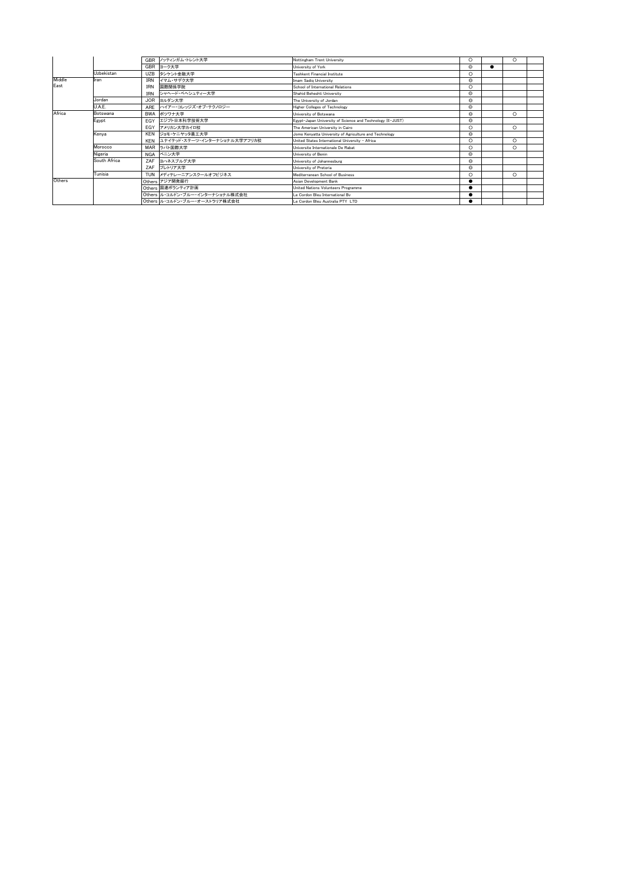| | | | | | | | | |
|---|---|---|---|---|---|---|---|---|
| | | GBR | ノッティンガム・トレント大学 | Nottingham Trent University | ○ | | ○ | |
| | | GBR | ヨーク大学 | University of York | ◎ | ● | | |
| | Uzbekistan | UZB | タシケント金融大学 | Tashkent Financial Institute | ○ | | | |
| Middle East | Iran | IRN | イマム・サデク大学 | Imam Sadiq University | ◎ | | | |
| | | IRN | 国際関係学院 | School of International Relations | ○ | | | |
| | | IRN | シャヘード・ベヘシュティー大学 | Shahid Beheshti University | ◎ | | | |
| | Jordan | JOR | ヨルダン大学 | The University of Jordan | ◎ | | | |
| | U.A.E. | ARE | ハイアー・コレッジズ・オブ・テクノロジー | Higher Colleges of Technology | ◎ | | | |
| Africa | Botswana | BWA | ボツワナ大学 | University of Botswana | ◎ | | ○ | |
| | Egypt | EGY | エジプト日本科学技術大学 | Egypt-Japan University of Science and Technology (E-JUST) | ◎ | | | |
| | | EGY | アメリカン大学カイロ校 | The American University in Cairo | ○ | | ○ | |
| | Kenya | KEN | ジョモ・ケニヤッタ農工大学 | Jomo Kenyatta University of Agriculture and Technology | ◎ | | | |
| | | KEN | ユナイテッド・ステーツ・インターナショナル大学アフリカ校 | United States International University - Africa | ○ | | ○ | |
| | Morocco | MAR | ラバト国際大学 | Universite Internationale De Rabat | ○ | | ○ | |
| | Nigeria | NGA | ベニン大学 | University of Benin | ◎ | | | |
| | South Africa | ZAF | ヨハネスブルグ大学 | University of Johannesburg | ◎ | | | |
| | | ZAF | プレトリア大学 | University of Pretoria | ◎ | | | |
| | Tunisia | TUN | メディテレーニアンスクールオブビジネス | Mediterranean School of Business | ○ | | ○ | |
| Others | | Others | アジア開発銀行 | Asian Development Bank | ● | | | |
| | | Others | 国連ボランティア計画 | United Nations Volunteers Programme | ● | | | |
| | | Others | ル・コルドン・ブルー・インターナショナル株式会社 | Le Cordon Bleu International Bv | ● | | | |
| | | Others | ル・コルドン・ブルー・オーストラリア株式会社 | Le Cordon Bleu Australia PTY LTD | ● | | | |